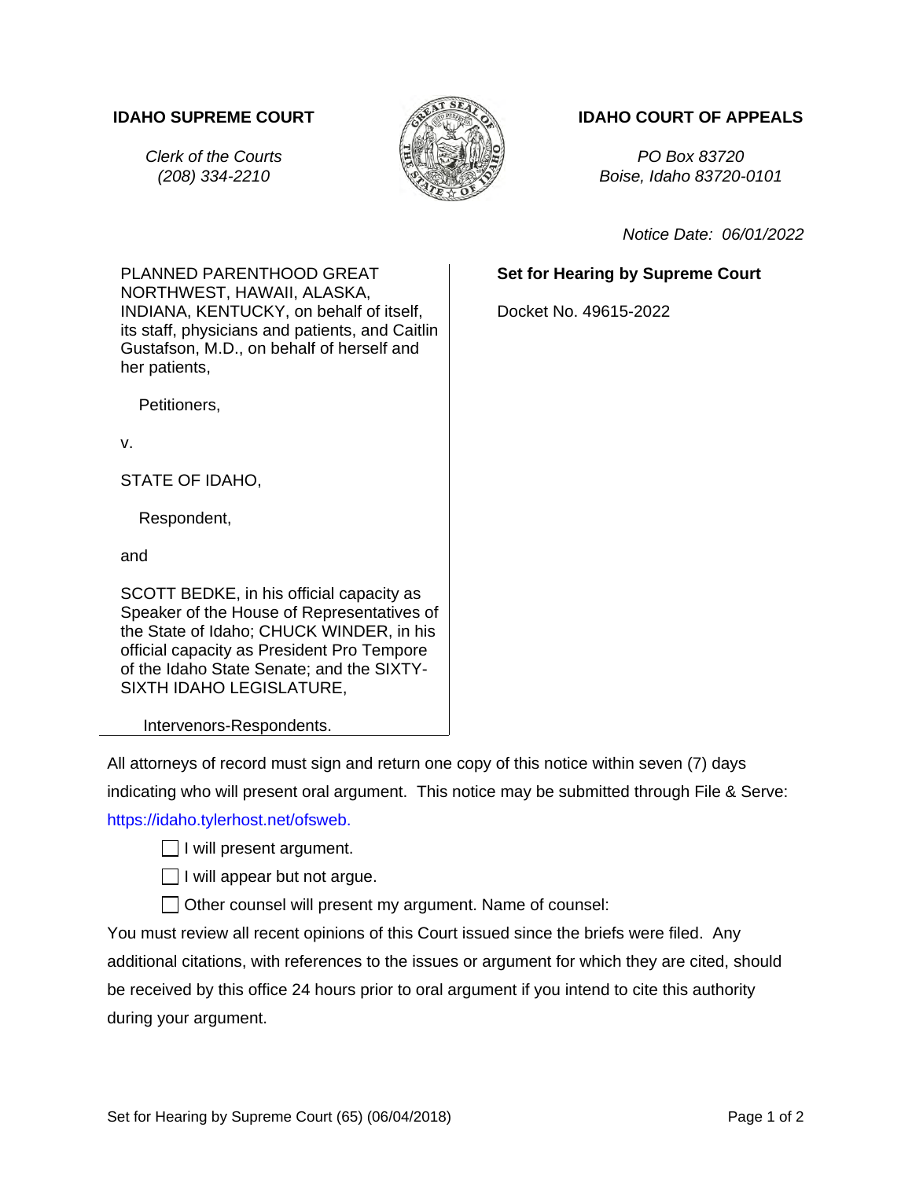**IDAHO SUPREME COURT**

*Clerk of the Courts*
*(208) 334-2210*

**IDAHO COURT OF APPEALS**

*PO Box 83720*
*Boise, Idaho 83720-0101*

*Notice Date: 06/01/2022*

PLANNED PARENTHOOD GREAT NORTHWEST, HAWAII, ALASKA, INDIANA, KENTUCKY, on behalf of itself, its staff, physicians and patients, and Caitlin Gustafson, M.D., on behalf of herself and her patients,

Petitioners,

v.

STATE OF IDAHO,

Respondent,

and

SCOTT BEDKE, in his official capacity as Speaker of the House of Representatives of the State of Idaho; CHUCK WINDER, in his official capacity as President Pro Tempore of the Idaho State Senate; and the SIXTY-SIXTH IDAHO LEGISLATURE,

Intervenors-Respondents.

**Set for Hearing by Supreme Court**

Docket No. 49615-2022

All attorneys of record must sign and return one copy of this notice within seven (7) days indicating who will present oral argument. This notice may be submitted through File & Serve: https://idaho.tylerhost.net/ofsweb.

- ☐ I will present argument.
- ☐ I will appear but not argue.
- ☐ Other counsel will present my argument. Name of counsel:

You must review all recent opinions of this Court issued since the briefs were filed. Any additional citations, with references to the issues or argument for which they are cited, should be received by this office 24 hours prior to oral argument if you intend to cite this authority during your argument.

Set for Hearing by Supreme Court (65) (06/04/2018)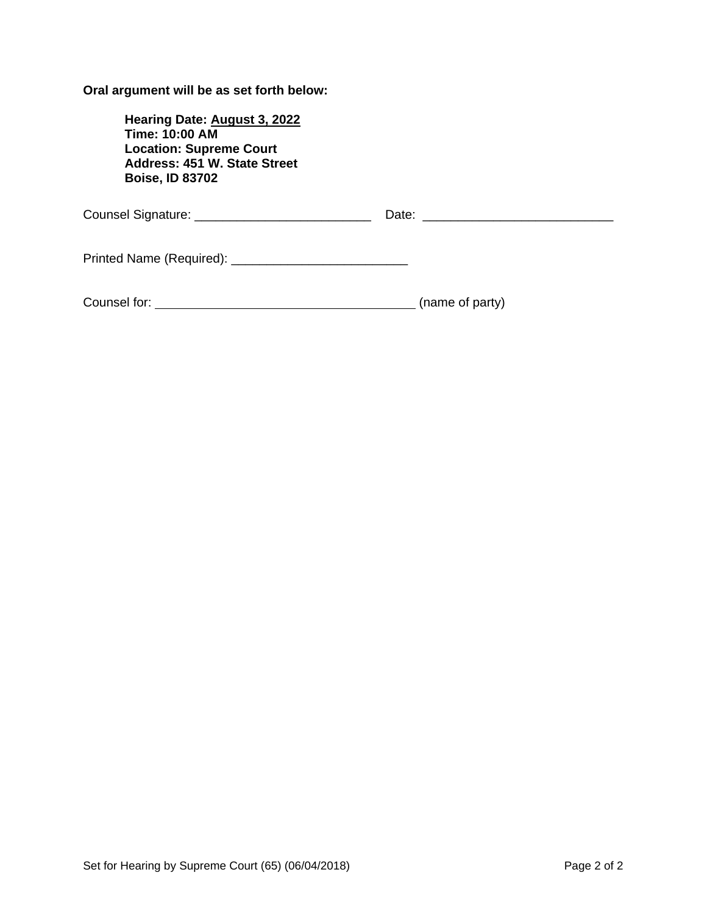**Oral argument will be as set forth below:**

> **Hearing Date:** **<u>August 3, 2022</u>**
> **Time: 10:00 AM**
> **Location: Supreme Court**
> **Address: 451 W. State Street**
> **Boise, ID 83702**

Counsel Signature: _________________________ Date: ___________________________

Printed Name (Required): _________________________

Counsel for: ____________________________________ (name of party)